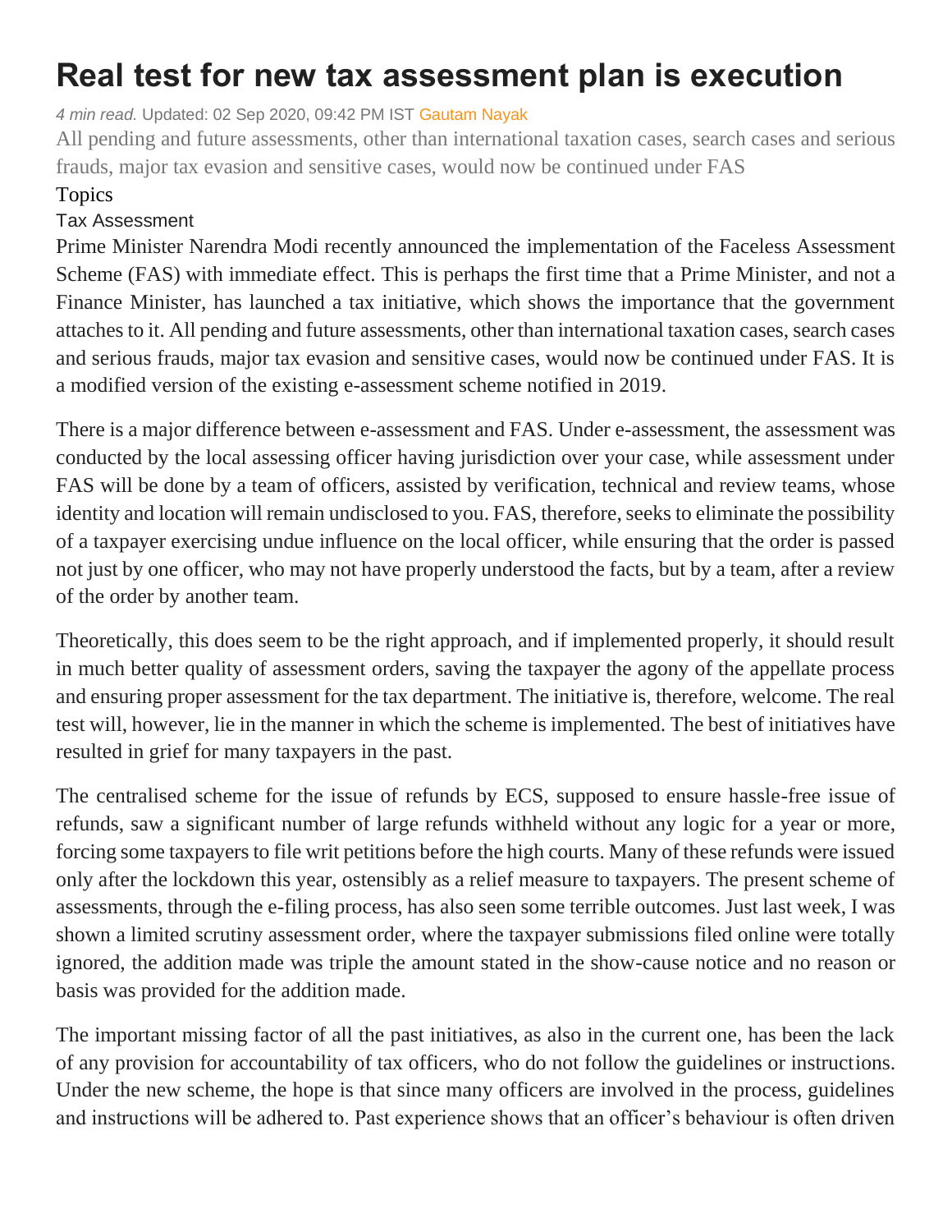# Real test for new tax assessment plan is execution

*4 min read.* Updated: 02 Sep 2020, 09:42 PM IST Gautam Nayak

All pending and future assessments, other than international taxation cases, search cases and serious frauds, major tax evasion and sensitive cases, would now be continued under FAS

Topics

Tax Assessment

Prime Minister Narendra Modi recently announced the implementation of the Faceless Assessment Scheme (FAS) with immediate effect. This is perhaps the first time that a Prime Minister, and not a Finance Minister, has launched a tax initiative, which shows the importance that the government attaches to it. All pending and future assessments, other than international taxation cases, search cases and serious frauds, major tax evasion and sensitive cases, would now be continued under FAS. It is a modified version of the existing e-assessment scheme notified in 2019.

There is a major difference between e-assessment and FAS. Under e-assessment, the assessment was conducted by the local assessing officer having jurisdiction over your case, while assessment under FAS will be done by a team of officers, assisted by verification, technical and review teams, whose identity and location will remain undisclosed to you. FAS, therefore, seeks to eliminate the possibility of a taxpayer exercising undue influence on the local officer, while ensuring that the order is passed not just by one officer, who may not have properly understood the facts, but by a team, after a review of the order by another team.

Theoretically, this does seem to be the right approach, and if implemented properly, it should result in much better quality of assessment orders, saving the taxpayer the agony of the appellate process and ensuring proper assessment for the tax department. The initiative is, therefore, welcome. The real test will, however, lie in the manner in which the scheme is implemented. The best of initiatives have resulted in grief for many taxpayers in the past.

The centralised scheme for the issue of refunds by ECS, supposed to ensure hassle-free issue of refunds, saw a significant number of large refunds withheld without any logic for a year or more, forcing some taxpayers to file writ petitions before the high courts. Many of these refunds were issued only after the lockdown this year, ostensibly as a relief measure to taxpayers. The present scheme of assessments, through the e-filing process, has also seen some terrible outcomes. Just last week, I was shown a limited scrutiny assessment order, where the taxpayer submissions filed online were totally ignored, the addition made was triple the amount stated in the show-cause notice and no reason or basis was provided for the addition made.

The important missing factor of all the past initiatives, as also in the current one, has been the lack of any provision for accountability of tax officers, who do not follow the guidelines or instructions. Under the new scheme, the hope is that since many officers are involved in the process, guidelines and instructions will be adhered to. Past experience shows that an officer's behaviour is often driven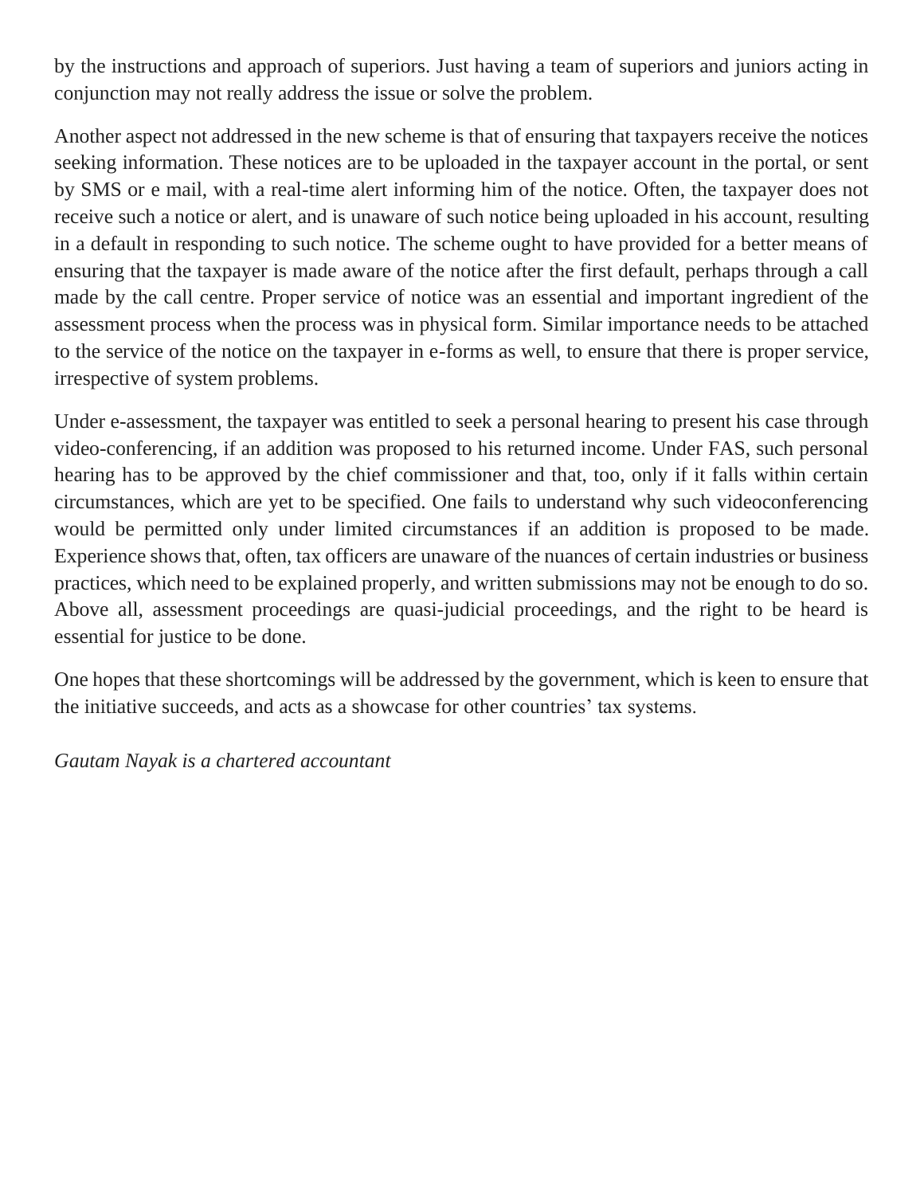by the instructions and approach of superiors. Just having a team of superiors and juniors acting in conjunction may not really address the issue or solve the problem.

Another aspect not addressed in the new scheme is that of ensuring that taxpayers receive the notices seeking information. These notices are to be uploaded in the taxpayer account in the portal, or sent by SMS or e mail, with a real-time alert informing him of the notice. Often, the taxpayer does not receive such a notice or alert, and is unaware of such notice being uploaded in his account, resulting in a default in responding to such notice. The scheme ought to have provided for a better means of ensuring that the taxpayer is made aware of the notice after the first default, perhaps through a call made by the call centre. Proper service of notice was an essential and important ingredient of the assessment process when the process was in physical form. Similar importance needs to be attached to the service of the notice on the taxpayer in e-forms as well, to ensure that there is proper service, irrespective of system problems.

Under e-assessment, the taxpayer was entitled to seek a personal hearing to present his case through video-conferencing, if an addition was proposed to his returned income. Under FAS, such personal hearing has to be approved by the chief commissioner and that, too, only if it falls within certain circumstances, which are yet to be specified. One fails to understand why such videoconferencing would be permitted only under limited circumstances if an addition is proposed to be made. Experience shows that, often, tax officers are unaware of the nuances of certain industries or business practices, which need to be explained properly, and written submissions may not be enough to do so. Above all, assessment proceedings are quasi-judicial proceedings, and the right to be heard is essential for justice to be done.

One hopes that these shortcomings will be addressed by the government, which is keen to ensure that the initiative succeeds, and acts as a showcase for other countries' tax systems.

*Gautam Nayak is a chartered accountant*